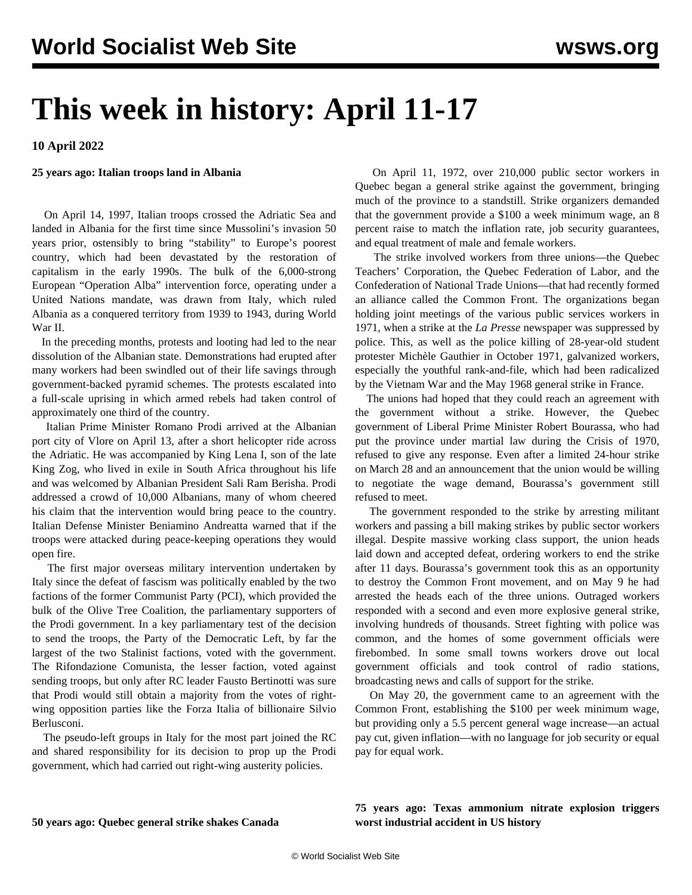# This week in history: April 11-17

**10 April 2022**

**25 years ago: Italian troops land in Albania**

On April 14, 1997, Italian troops crossed the Adriatic Sea and landed in Albania for the first time since Mussolini's invasion 50 years prior, ostensibly to bring "stability" to Europe's poorest country, which had been devastated by the restoration of capitalism in the early 1990s. The bulk of the 6,000-strong European "Operation Alba" intervention force, operating under a United Nations mandate, was drawn from Italy, which ruled Albania as a conquered territory from 1939 to 1943, during World War II.

In the preceding months, protests and looting had led to the near dissolution of the Albanian state. Demonstrations had erupted after many workers had been swindled out of their life savings through government-backed pyramid schemes. The protests escalated into a full-scale uprising in which armed rebels had taken control of approximately one third of the country.

Italian Prime Minister Romano Prodi arrived at the Albanian port city of Vlore on April 13, after a short helicopter ride across the Adriatic. He was accompanied by King Lena I, son of the late King Zog, who lived in exile in South Africa throughout his life and was welcomed by Albanian President Sali Ram Berisha. Prodi addressed a crowd of 10,000 Albanians, many of whom cheered his claim that the intervention would bring peace to the country. Italian Defense Minister Beniamino Andreatta warned that if the troops were attacked during peace-keeping operations they would open fire.

The first major overseas military intervention undertaken by Italy since the defeat of fascism was politically enabled by the two factions of the former Communist Party (PCI), which provided the bulk of the Olive Tree Coalition, the parliamentary supporters of the Prodi government. In a key parliamentary test of the decision to send the troops, the Party of the Democratic Left, by far the largest of the two Stalinist factions, voted with the government. The Rifondazione Comunista, the lesser faction, voted against sending troops, but only after RC leader Fausto Bertinotti was sure that Prodi would still obtain a majority from the votes of right-wing opposition parties like the Forza Italia of billionaire Silvio Berlusconi.

The pseudo-left groups in Italy for the most part joined the RC and shared responsibility for its decision to prop up the Prodi government, which had carried out right-wing austerity policies.

**50 years ago: Quebec general strike shakes Canada**

On April 11, 1972, over 210,000 public sector workers in Quebec began a general strike against the government, bringing much of the province to a standstill. Strike organizers demanded that the government provide a $100 a week minimum wage, an 8 percent raise to match the inflation rate, job security guarantees, and equal treatment of male and female workers.

The strike involved workers from three unions—the Quebec Teachers' Corporation, the Quebec Federation of Labor, and the Confederation of National Trade Unions—that had recently formed an alliance called the Common Front. The organizations began holding joint meetings of the various public services workers in 1971, when a strike at the *La Presse* newspaper was suppressed by police. This, as well as the police killing of 28-year-old student protester Michèle Gauthier in October 1971, galvanized workers, especially the youthful rank-and-file, which had been radicalized by the Vietnam War and the May 1968 general strike in France.

The unions had hoped that they could reach an agreement with the government without a strike. However, the Quebec government of Liberal Prime Minister Robert Bourassa, who had put the province under martial law during the Crisis of 1970, refused to give any response. Even after a limited 24-hour strike on March 28 and an announcement that the union would be willing to negotiate the wage demand, Bourassa's government still refused to meet.

The government responded to the strike by arresting militant workers and passing a bill making strikes by public sector workers illegal. Despite massive working class support, the union heads laid down and accepted defeat, ordering workers to end the strike after 11 days. Bourassa's government took this as an opportunity to destroy the Common Front movement, and on May 9 he had arrested the heads each of the three unions. Outraged workers responded with a second and even more explosive general strike, involving hundreds of thousands. Street fighting with police was common, and the homes of some government officials were firebombed. In some small towns workers drove out local government officials and took control of radio stations, broadcasting news and calls of support for the strike.

On May 20, the government came to an agreement with the Common Front, establishing the $100 per week minimum wage, but providing only a 5.5 percent general wage increase—an actual pay cut, given inflation—with no language for job security or equal pay for equal work.

**75 years ago: Texas ammonium nitrate explosion triggers worst industrial accident in US history**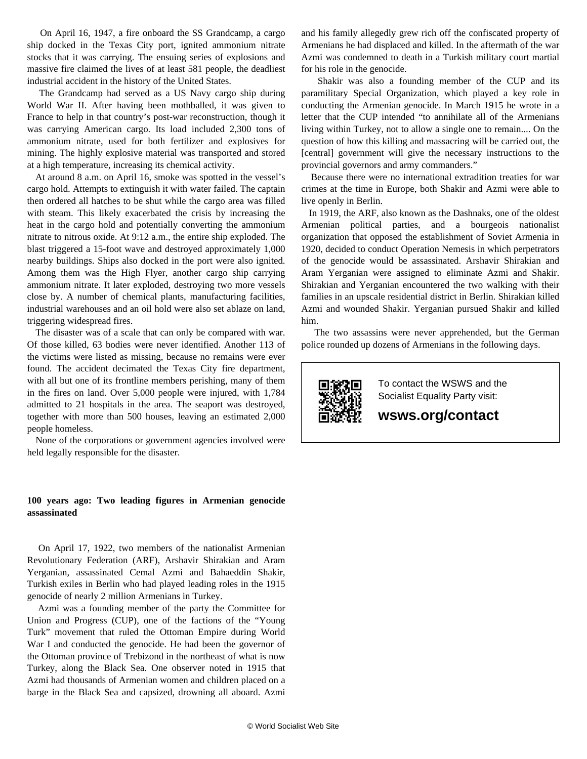On April 16, 1947, a fire onboard the SS Grandcamp, a cargo ship docked in the Texas City port, ignited ammonium nitrate stocks that it was carrying. The ensuing series of explosions and massive fire claimed the lives of at least 581 people, the deadliest industrial accident in the history of the United States.

The Grandcamp had served as a US Navy cargo ship during World War II. After having been mothballed, it was given to France to help in that country's post-war reconstruction, though it was carrying American cargo. Its load included 2,300 tons of ammonium nitrate, used for both fertilizer and explosives for mining. The highly explosive material was transported and stored at a high temperature, increasing its chemical activity.

At around 8 a.m. on April 16, smoke was spotted in the vessel's cargo hold. Attempts to extinguish it with water failed. The captain then ordered all hatches to be shut while the cargo area was filled with steam. This likely exacerbated the crisis by increasing the heat in the cargo hold and potentially converting the ammonium nitrate to nitrous oxide. At 9:12 a.m., the entire ship exploded. The blast triggered a 15-foot wave and destroyed approximately 1,000 nearby buildings. Ships also docked in the port were also ignited. Among them was the High Flyer, another cargo ship carrying ammonium nitrate. It later exploded, destroying two more vessels close by. A number of chemical plants, manufacturing facilities, industrial warehouses and an oil hold were also set ablaze on land, triggering widespread fires.

The disaster was of a scale that can only be compared with war. Of those killed, 63 bodies were never identified. Another 113 of the victims were listed as missing, because no remains were ever found. The accident decimated the Texas City fire department, with all but one of its frontline members perishing, many of them in the fires on land. Over 5,000 people were injured, with 1,784 admitted to 21 hospitals in the area. The seaport was destroyed, together with more than 500 houses, leaving an estimated 2,000 people homeless.

None of the corporations or government agencies involved were held legally responsible for the disaster.

**100 years ago: Two leading figures in Armenian genocide assassinated**

On April 17, 1922, two members of the nationalist Armenian Revolutionary Federation (ARF), Arshavir Shirakian and Aram Yerganian, assassinated Cemal Azmi and Bahaeddin Shakir, Turkish exiles in Berlin who had played leading roles in the 1915 genocide of nearly 2 million Armenians in Turkey.

Azmi was a founding member of the party the Committee for Union and Progress (CUP), one of the factions of the "Young Turk" movement that ruled the Ottoman Empire during World War I and conducted the genocide. He had been the governor of the Ottoman province of Trebizond in the northeast of what is now Turkey, along the Black Sea. One observer noted in 1915 that Azmi had thousands of Armenian women and children placed on a barge in the Black Sea and capsized, drowning all aboard. Azmi and his family allegedly grew rich off the confiscated property of Armenians he had displaced and killed. In the aftermath of the war Azmi was condemned to death in a Turkish military court martial for his role in the genocide.

Shakir was also a founding member of the CUP and its paramilitary Special Organization, which played a key role in conducting the Armenian genocide. In March 1915 he wrote in a letter that the CUP intended "to annihilate all of the Armenians living within Turkey, not to allow a single one to remain.... On the question of how this killing and massacring will be carried out, the [central] government will give the necessary instructions to the provincial governors and army commanders."

Because there were no international extradition treaties for war crimes at the time in Europe, both Shakir and Azmi were able to live openly in Berlin.

In 1919, the ARF, also known as the Dashnaks, one of the oldest Armenian political parties, and a bourgeois nationalist organization that opposed the establishment of Soviet Armenia in 1920, decided to conduct Operation Nemesis in which perpetrators of the genocide would be assassinated. Arshavir Shirakian and Aram Yerganian were assigned to eliminate Azmi and Shakir. Shirakian and Yerganian encountered the two walking with their families in an upscale residential district in Berlin. Shirakian killed Azmi and wounded Shakir. Yerganian pursued Shakir and killed him.

The two assassins were never apprehended, but the German police rounded up dozens of Armenians in the following days.

To contact the WSWS and the Socialist Equality Party visit:

**wsws.org/contact**